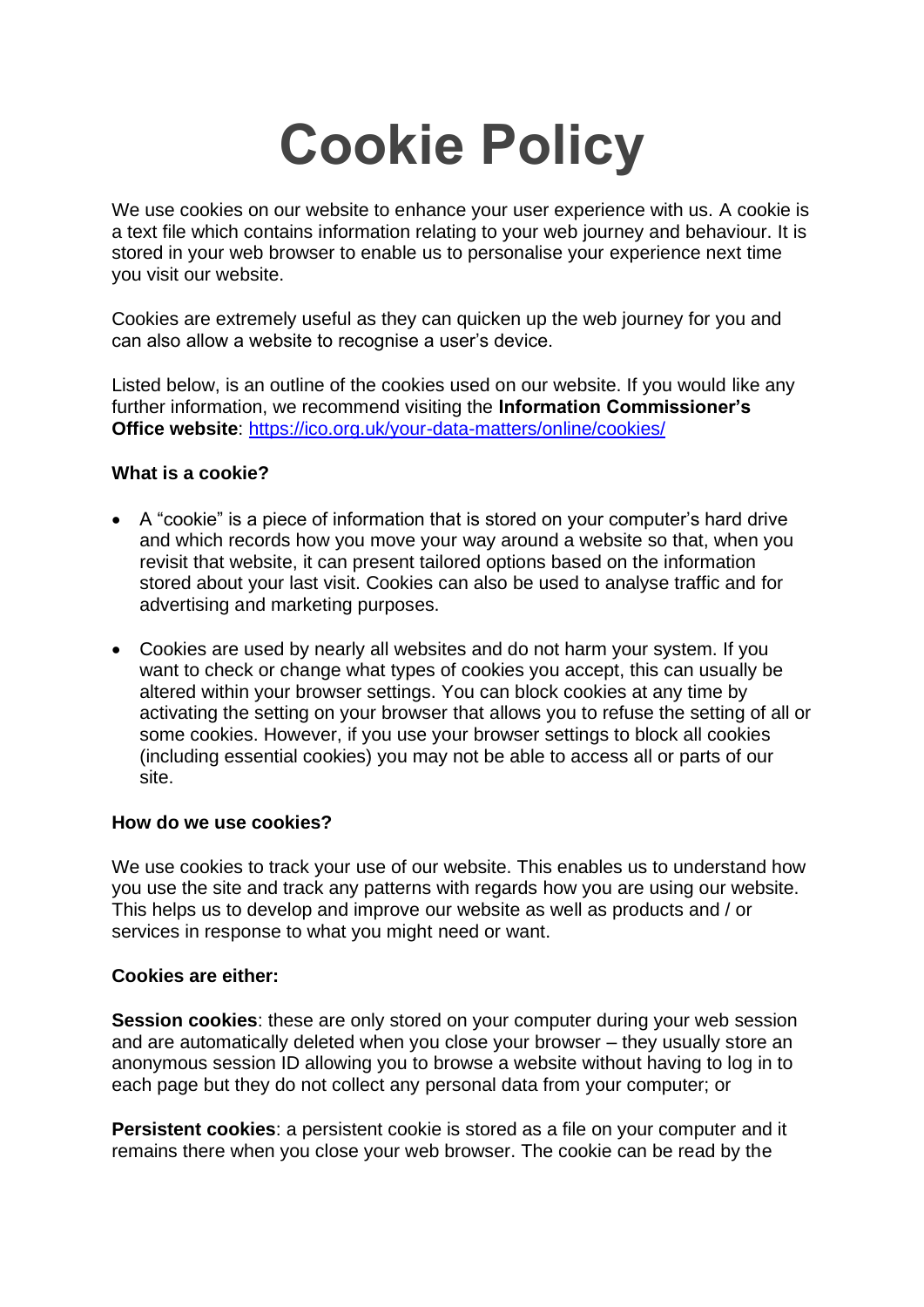# Cookie Policy

We use cookies on our website to enhance your user experience with us. A cookie is a text file which contains information relating to your web journey and behaviour. It is stored in your web browser to enable us to personalise your experience next time you visit our website.

Cookies are extremely useful as they can quicken up the web journey for you and can also allow a website to recognise a user's device.

Listed below, is an outline of the cookies used on our website. If you would like any further information, we recommend visiting the **Information Commissioner's Office website**: [https://ico.org.uk/your-data-matters/online/cookies/](https://ico.org.uk/your-data-matters/online/cookies/)

**What is a cookie?**

- A "cookie" is a piece of information that is stored on your computer's hard drive and which records how you move your way around a website so that, when you revisit that website, it can present tailored options based on the information stored about your last visit. Cookies can also be used to analyse traffic and for advertising and marketing purposes.

- Cookies are used by nearly all websites and do not harm your system. If you want to check or change what types of cookies you accept, this can usually be altered within your browser settings. You can block cookies at any time by activating the setting on your browser that allows you to refuse the setting of all or some cookies. However, if you use your browser settings to block all cookies (including essential cookies) you may not be able to access all or parts of our site.

**How do we use cookies?**

We use cookies to track your use of our website. This enables us to understand how you use the site and track any patterns with regards how you are using our website. This helps us to develop and improve our website as well as products and / or services in response to what you might need or want.

**Cookies are either:**

**Session cookies**: these are only stored on your computer during your web session and are automatically deleted when you close your browser – they usually store an anonymous session ID allowing you to browse a website without having to log in to each page but they do not collect any personal data from your computer; or

**Persistent cookies**: a persistent cookie is stored as a file on your computer and it remains there when you close your web browser. The cookie can be read by the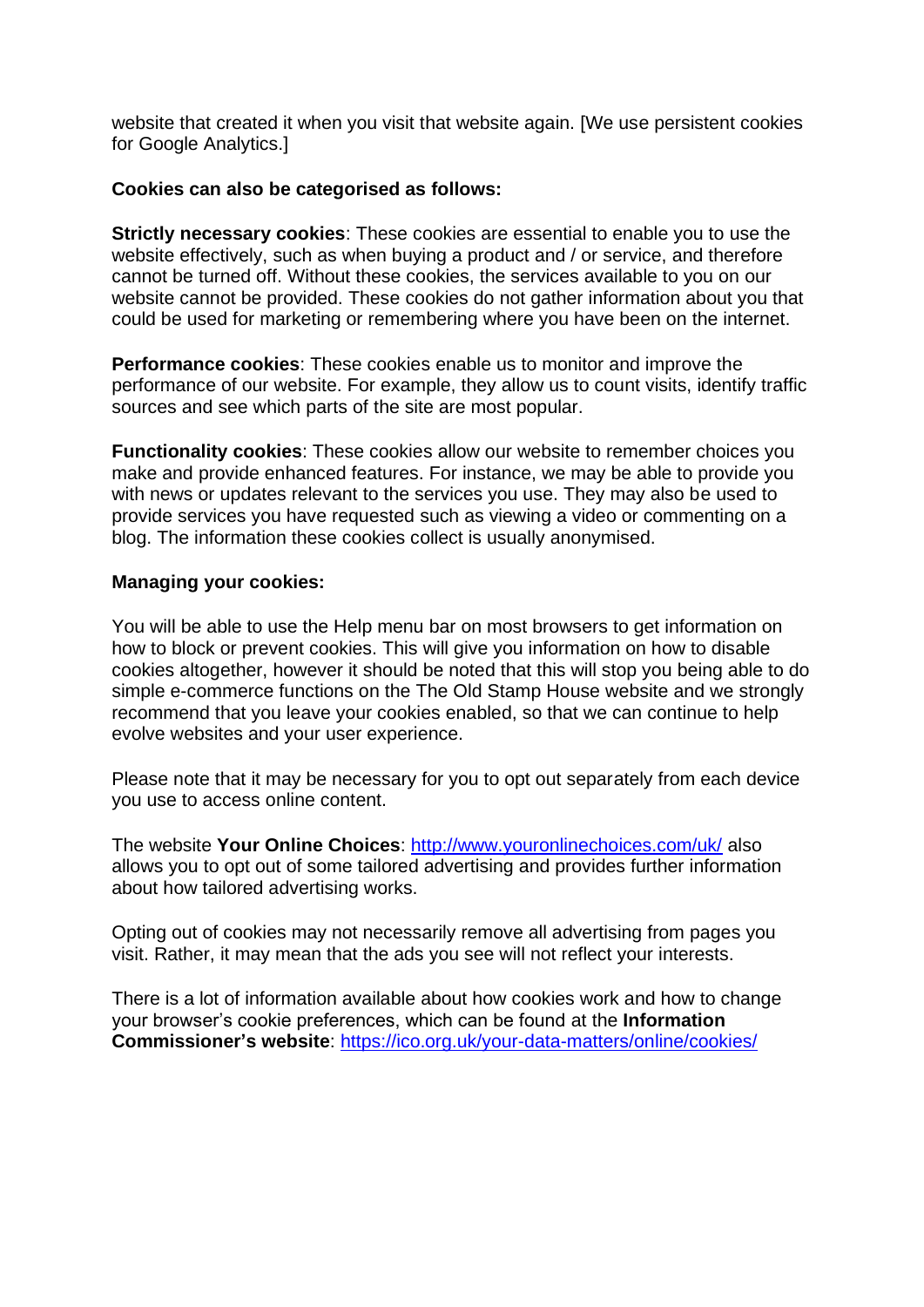website that created it when you visit that website again. [We use persistent cookies for Google Analytics.]

**Cookies can also be categorised as follows:**

**Strictly necessary cookies**: These cookies are essential to enable you to use the website effectively, such as when buying a product and / or service, and therefore cannot be turned off. Without these cookies, the services available to you on our website cannot be provided. These cookies do not gather information about you that could be used for marketing or remembering where you have been on the internet.

**Performance cookies**: These cookies enable us to monitor and improve the performance of our website. For example, they allow us to count visits, identify traffic sources and see which parts of the site are most popular.

**Functionality cookies**: These cookies allow our website to remember choices you make and provide enhanced features. For instance, we may be able to provide you with news or updates relevant to the services you use. They may also be used to provide services you have requested such as viewing a video or commenting on a blog. The information these cookies collect is usually anonymised.

**Managing your cookies:**

You will be able to use the Help menu bar on most browsers to get information on how to block or prevent cookies. This will give you information on how to disable cookies altogether, however it should be noted that this will stop you being able to do simple e-commerce functions on the The Old Stamp House website and we strongly recommend that you leave your cookies enabled, so that we can continue to help evolve websites and your user experience.

Please note that it may be necessary for you to opt out separately from each device you use to access online content.

The website **Your Online Choices**: [http://www.youronlinechoices.com/uk/](http://www.youronlinechoices.com/uk/) also allows you to opt out of some tailored advertising and provides further information about how tailored advertising works.

Opting out of cookies may not necessarily remove all advertising from pages you visit. Rather, it may mean that the ads you see will not reflect your interests.

There is a lot of information available about how cookies work and how to change your browser's cookie preferences, which can be found at the **Information Commissioner's website**: [https://ico.org.uk/your-data-matters/online/cookies/](https://ico.org.uk/your-data-matters/online/cookies/)